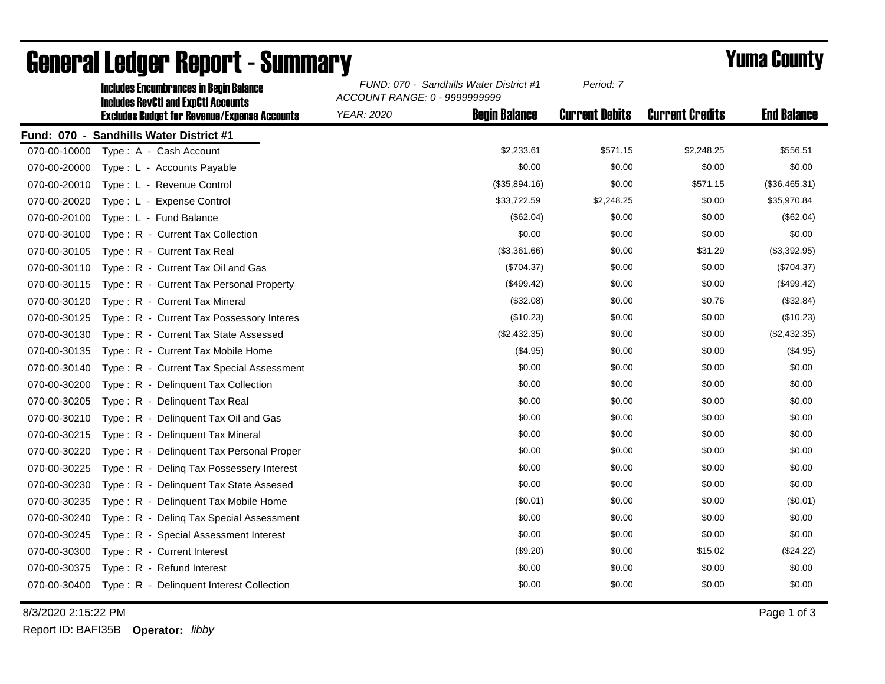# General Ledger Report - Summary

## Yuma County

**Includes Encumbrances in Begin Balance**
**Includes RevCtl and ExpCtl Accounts**
**Excludes Budget for Revenue/Expense Accounts**

*FUND: 070 - Sandhills Water District #1*
*ACCOUNT RANGE: 0 - 9999999999*
*YEAR: 2020*
*Period: 7*

**Fund: 070 - Sandhills Water District #1**

| Account | Description | Begin Balance | Current Debits | Current Credits | End Balance |
|---|---|---|---|---|---|
| 070-00-10000 | Type : A - Cash Account | $2,233.61 | $571.15 | $2,248.25 | $556.51 |
| 070-00-20000 | Type : L - Accounts Payable | $0.00 | $0.00 | $0.00 | $0.00 |
| 070-00-20010 | Type : L - Revenue Control | ($35,894.16) | $0.00 | $571.15 | ($36,465.31) |
| 070-00-20020 | Type : L - Expense Control | $33,722.59 | $2,248.25 | $0.00 | $35,970.84 |
| 070-00-20100 | Type : L - Fund Balance | ($62.04) | $0.00 | $0.00 | ($62.04) |
| 070-00-30100 | Type : R - Current Tax Collection | $0.00 | $0.00 | $0.00 | $0.00 |
| 070-00-30105 | Type : R - Current Tax Real | ($3,361.66) | $0.00 | $31.29 | ($3,392.95) |
| 070-00-30110 | Type : R - Current Tax Oil and Gas | ($704.37) | $0.00 | $0.00 | ($704.37) |
| 070-00-30115 | Type : R - Current Tax Personal Property | ($499.42) | $0.00 | $0.00 | ($499.42) |
| 070-00-30120 | Type : R - Current Tax Mineral | ($32.08) | $0.00 | $0.76 | ($32.84) |
| 070-00-30125 | Type : R - Current Tax Possessory Interes | ($10.23) | $0.00 | $0.00 | ($10.23) |
| 070-00-30130 | Type : R - Current Tax State Assessed | ($2,432.35) | $0.00 | $0.00 | ($2,432.35) |
| 070-00-30135 | Type : R - Current Tax Mobile Home | ($4.95) | $0.00 | $0.00 | ($4.95) |
| 070-00-30140 | Type : R - Current Tax Special Assessment | $0.00 | $0.00 | $0.00 | $0.00 |
| 070-00-30200 | Type : R - Delinquent Tax Collection | $0.00 | $0.00 | $0.00 | $0.00 |
| 070-00-30205 | Type : R - Delinquent Tax Real | $0.00 | $0.00 | $0.00 | $0.00 |
| 070-00-30210 | Type : R - Delinquent Tax Oil and Gas | $0.00 | $0.00 | $0.00 | $0.00 |
| 070-00-30215 | Type : R - Delinquent Tax Mineral | $0.00 | $0.00 | $0.00 | $0.00 |
| 070-00-30220 | Type : R - Delinquent Tax Personal Proper | $0.00 | $0.00 | $0.00 | $0.00 |
| 070-00-30225 | Type : R - Delinq Tax Possessery Interest | $0.00 | $0.00 | $0.00 | $0.00 |
| 070-00-30230 | Type : R - Delinquent Tax State Assesed | $0.00 | $0.00 | $0.00 | $0.00 |
| 070-00-30235 | Type : R - Delinquent Tax Mobile Home | ($0.01) | $0.00 | $0.00 | ($0.01) |
| 070-00-30240 | Type : R - Delinq Tax Special Assessment | $0.00 | $0.00 | $0.00 | $0.00 |
| 070-00-30245 | Type : R - Special Assessment Interest | $0.00 | $0.00 | $0.00 | $0.00 |
| 070-00-30300 | Type : R - Current Interest | ($9.20) | $0.00 | $15.02 | ($24.22) |
| 070-00-30375 | Type : R - Refund Interest | $0.00 | $0.00 | $0.00 | $0.00 |
| 070-00-30400 | Type : R - Delinquent Interest Collection | $0.00 | $0.00 | $0.00 | $0.00 |

8/3/2020 2:15:22 PM

Report ID: BAFI35B **Operator:** *libby*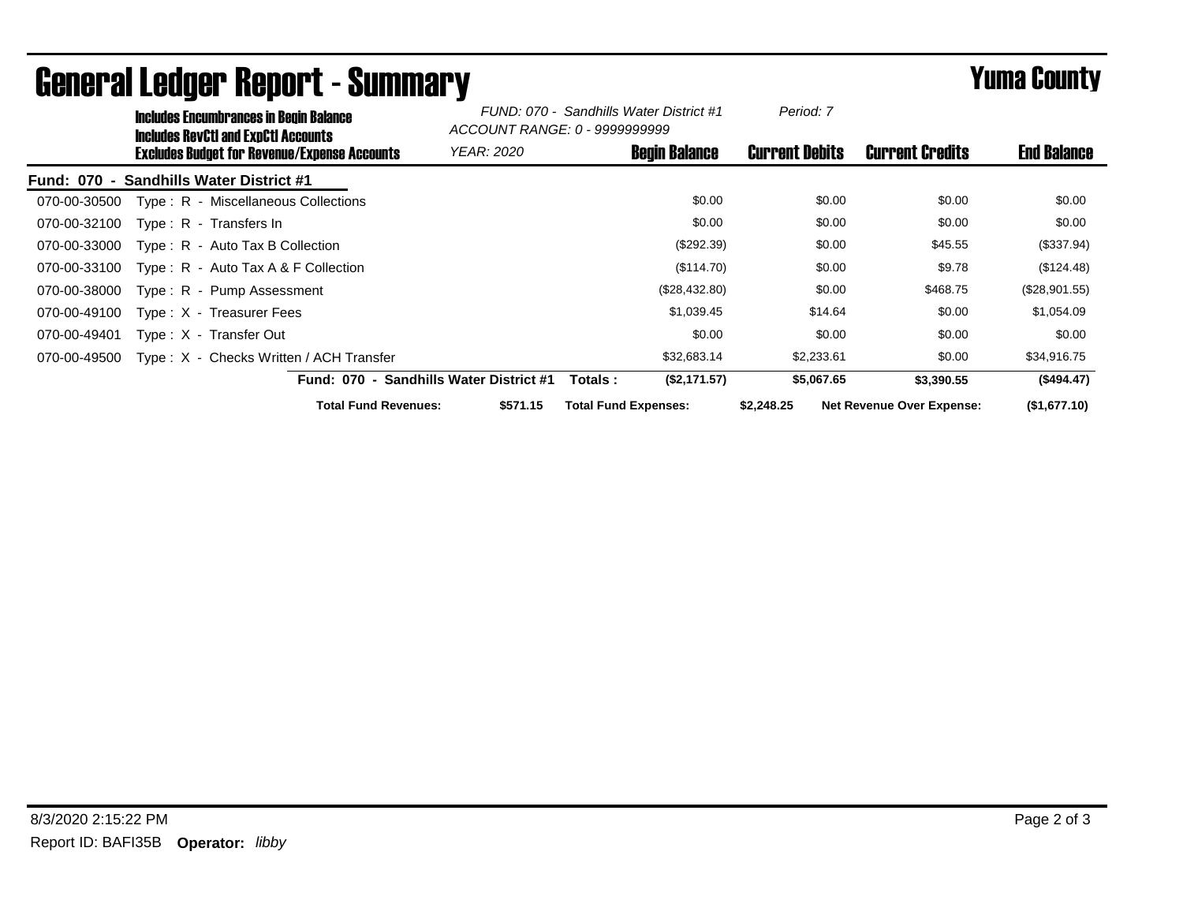# General Ledger Report - Summary

## Yuma County

**Includes Encumbrances in Begin Balance**
**Includes RevCtl and ExpCtl Accounts**
**Excludes Budget for Revenue/Expense Accounts**

*FUND: 070 - Sandhills Water District #1*
*ACCOUNT RANGE: 0 - 9999999999*
*YEAR: 2020*
*Period: 7*

**Fund: 070 - Sandhills Water District #1**

| Account | Description | Begin Balance | Current Debits | Current Credits | End Balance |
|---|---|---|---|---|---|
| 070-00-30500 | Type : R - Miscellaneous Collections | $0.00 | $0.00 | $0.00 | $0.00 |
| 070-00-32100 | Type : R - Transfers In | $0.00 | $0.00 | $0.00 | $0.00 |
| 070-00-33000 | Type : R - Auto Tax B Collection | ($292.39) | $0.00 | $45.55 | ($337.94) |
| 070-00-33100 | Type : R - Auto Tax A & F Collection | ($114.70) | $0.00 | $9.78 | ($124.48) |
| 070-00-38000 | Type : R - Pump Assessment | ($28,432.80) | $0.00 | $468.75 | ($28,901.55) |
| 070-00-49100 | Type : X - Treasurer Fees | $1,039.45 | $14.64 | $0.00 | $1,054.09 |
| 070-00-49401 | Type : X - Transfer Out | $0.00 | $0.00 | $0.00 | $0.00 |
| 070-00-49500 | Type : X - Checks Written / ACH Transfer | $32,683.14 | $2,233.61 | $0.00 | $34,916.75 |
| | **Fund: 070 - Sandhills Water District #1 Totals :** | **($2,171.57)** | **$5,067.65** | **$3,390.55** | **($494.47)** |

**Total Fund Revenues:** **$571.15** **Total Fund Expenses:** **$2,248.25** **Net Revenue Over Expense:** **($1,677.10)**

8/3/2020 2:15:22 PM
Report ID: BAFI35B **Operator:** *libby*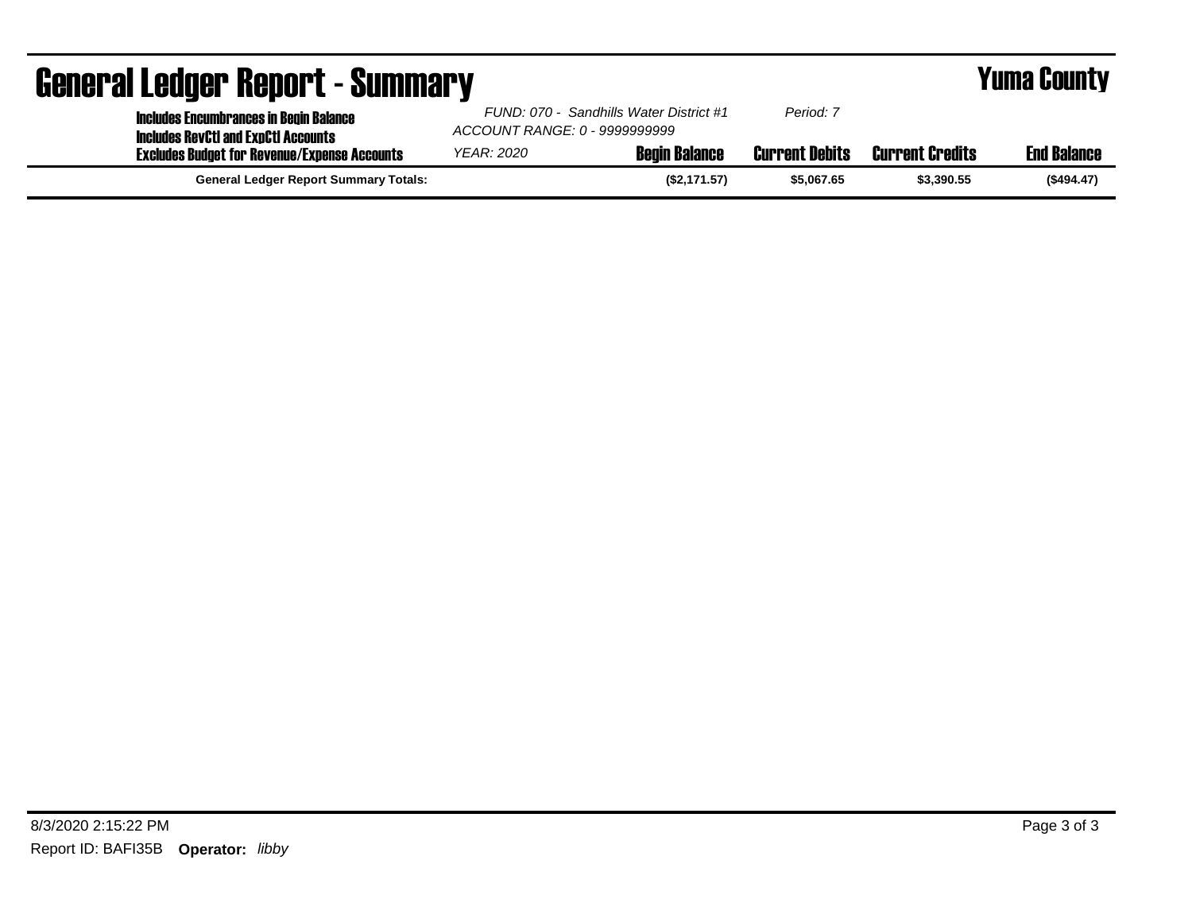# General Ledger Report - Summary

**Yuma County**

**Includes Encumbrances in Begin Balance**
**Includes RevCtl and ExpCtl Accounts**
**Excludes Budget for Revenue/Expense Accounts**

*FUND: 070 - Sandhills Water District #1*
*ACCOUNT RANGE: 0 - 9999999999*
*YEAR: 2020*
*Period: 7*

| | Begin Balance | Current Debits | Current Credits | End Balance |
|---|---|---|---|---|
| **General Ledger Report Summary Totals:** | **($2,171.57)** | **$5,067.65** | **$3,390.55** | **($494.47)** |

8/3/2020 2:15:22 PM

Report ID: BAFI35B **Operator:** *libby*